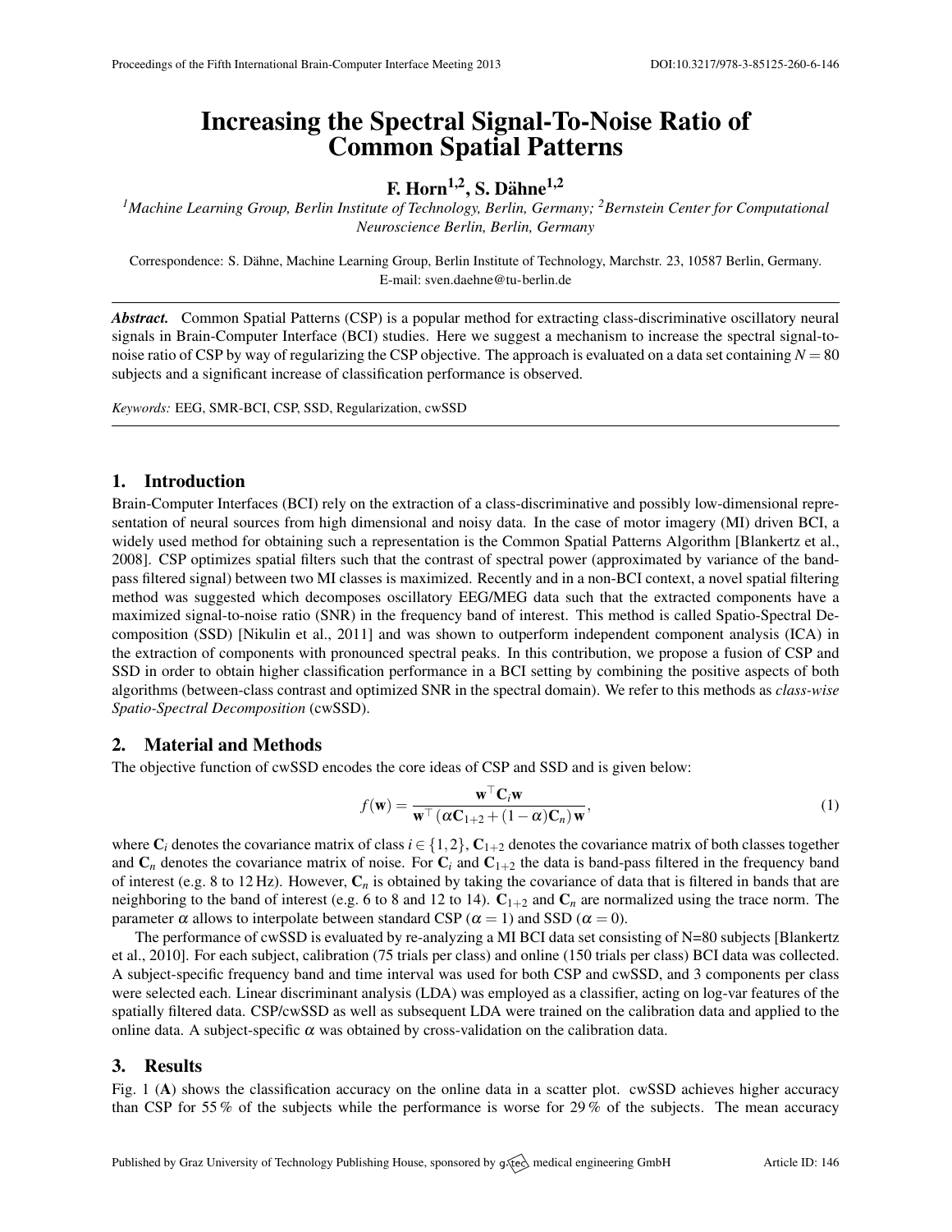# Increasing the Spectral Signal-To-Noise Ratio of Common Spatial Patterns

**F. Horn[1,2], S. Dähne[1,2]**

*[1]Machine Learning Group, Berlin Institute of Technology, Berlin, Germany; [2]Bernstein Center for Computational Neuroscience Berlin, Berlin, Germany*

Correspondence: S. Dähne, Machine Learning Group, Berlin Institute of Technology, Marchstr. 23, 10587 Berlin, Germany. E-mail: sven.daehne@tu-berlin.de

***Abstract.*** Common Spatial Patterns (CSP) is a popular method for extracting class-discriminative oscillatory neural signals in Brain-Computer Interface (BCI) studies. Here we suggest a mechanism to increase the spectral signal-to-noise ratio of CSP by way of regularizing the CSP objective. The approach is evaluated on a data set containing $N = 80$ subjects and a significant increase of classification performance is observed.

*Keywords:* EEG, SMR-BCI, CSP, SSD, Regularization, cwSSD

## 1. Introduction

Brain-Computer Interfaces (BCI) rely on the extraction of a class-discriminative and possibly low-dimensional representation of neural sources from high dimensional and noisy data. In the case of motor imagery (MI) driven BCI, a widely used method for obtaining such a representation is the Common Spatial Patterns Algorithm [Blankertz et al., 2008]. CSP optimizes spatial filters such that the contrast of spectral power (approximated by variance of the band-pass filtered signal) between two MI classes is maximized. Recently and in a non-BCI context, a novel spatial filtering method was suggested which decomposes oscillatory EEG/MEG data such that the extracted components have a maximized signal-to-noise ratio (SNR) in the frequency band of interest. This method is called Spatio-Spectral Decomposition (SSD) [Nikulin et al., 2011] and was shown to outperform independent component analysis (ICA) in the extraction of components with pronounced spectral peaks. In this contribution, we propose a fusion of CSP and SSD in order to obtain higher classification performance in a BCI setting by combining the positive aspects of both algorithms (between-class contrast and optimized SNR in the spectral domain). We refer to this methods as *class-wise Spatio-Spectral Decomposition* (cwSSD).

## 2. Material and Methods

The objective function of cwSSD encodes the core ideas of CSP and SSD and is given below:

$$f(\mathbf{w}) = \frac{\mathbf{w}^\top \mathbf{C}_i \mathbf{w}}{\mathbf{w}^\top (\alpha \mathbf{C}_{1+2} + (1-\alpha)\mathbf{C}_n)\mathbf{w}}, \tag{1}$$

where $\mathbf{C}_i$ denotes the covariance matrix of class $i \in \{1,2\}$, $\mathbf{C}_{1+2}$ denotes the covariance matrix of both classes together and $\mathbf{C}_n$ denotes the covariance matrix of noise. For $\mathbf{C}_i$ and $\mathbf{C}_{1+2}$ the data is band-pass filtered in the frequency band of interest (e.g. 8 to 12 Hz). However, $\mathbf{C}_n$ is obtained by taking the covariance of data that is filtered in bands that are neighboring to the band of interest (e.g. 6 to 8 and 12 to 14). $\mathbf{C}_{1+2}$ and $\mathbf{C}_n$ are normalized using the trace norm. The parameter $\alpha$ allows to interpolate between standard CSP ($\alpha = 1$) and SSD ($\alpha = 0$).

The performance of cwSSD is evaluated by re-analyzing a MI BCI data set consisting of N=80 subjects [Blankertz et al., 2010]. For each subject, calibration (75 trials per class) and online (150 trials per class) BCI data was collected. A subject-specific frequency band and time interval was used for both CSP and cwSSD, and 3 components per class were selected each. Linear discriminant analysis (LDA) was employed as a classifier, acting on log-var features of the spatially filtered data. CSP/cwSSD as well as subsequent LDA were trained on the calibration data and applied to the online data. A subject-specific $\alpha$ was obtained by cross-validation on the calibration data.

## 3. Results

Fig. 1 (**A**) shows the classification accuracy on the online data in a scatter plot. cwSSD achieves higher accuracy than CSP for 55 % of the subjects while the performance is worse for 29 % of the subjects. The mean accuracy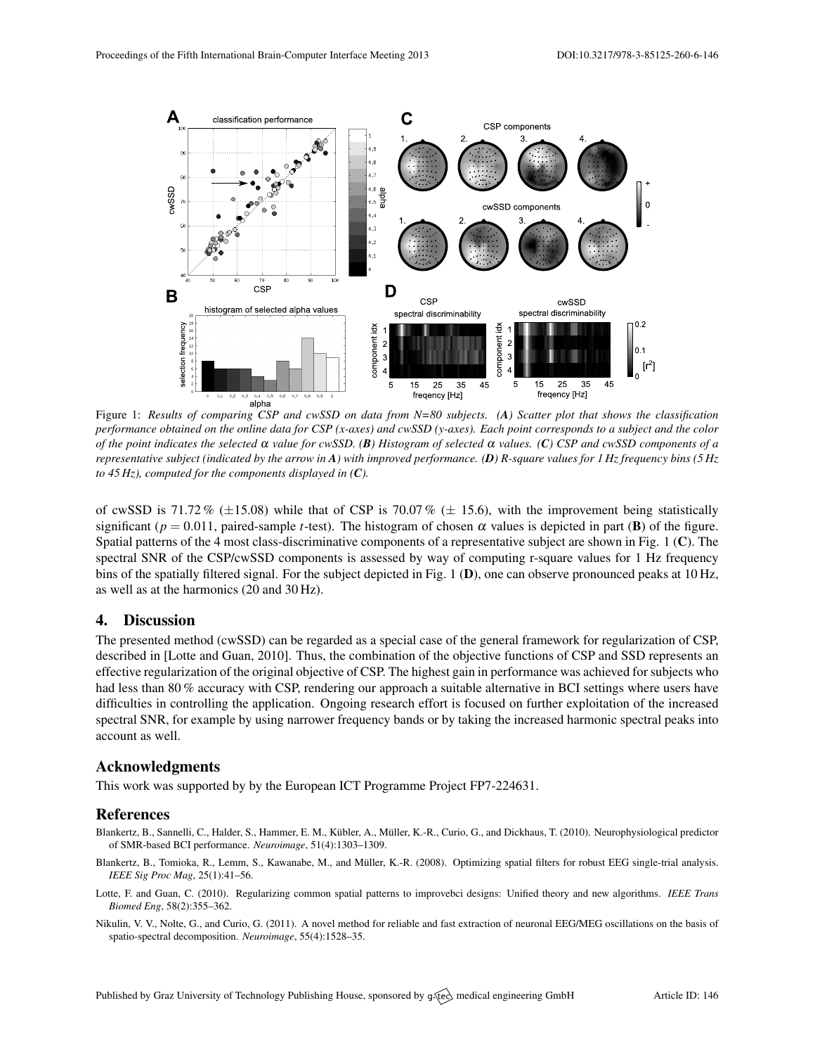A
classification performance
100
90
80
70
60
50
40
40 50 60 70 80 90 100
CSP
cwSSD
alpha
1
0.9
0.8
0.7
0.6
0.5
0.4
0.3
0.2
0.1
0

B
histogram of selected alpha values
selection frequency
alpha

C
CSP components
1. 2. 3. 4.
cwSSD components
1. 2. 3. 4.
+
0
-

D
CSP
spectral discriminability
component idx
1
2
3
4
5 15 25 35 45
freqency [Hz]
cwSSD
spectral discriminability
component idx
1
2
3
4
5 15 25 35 45
freqency [Hz]
0.2
0.1
0
[$r^2$]

Figure 1: *Results of comparing CSP and cwSSD on data from N=80 subjects. (**A**) Scatter plot that shows the classification performance obtained on the online data for CSP (x-axes) and cwSSD (y-axes). Each point corresponds to a subject and the color of the point indicates the selected $\alpha$ value for cwSSD. (**B**) Histogram of selected $\alpha$ values. (**C**) CSP and cwSSD components of a representative subject (indicated by the arrow in **A**) with improved performance. (**D**) R-square values for 1 Hz frequency bins (5 Hz to 45 Hz), computed for the components displayed in (**C**).*

of cwSSD is 71.72 % ($\pm$15.08) while that of CSP is 70.07 % ($\pm$ 15.6), with the improvement being statistically significant ($p = 0.011$, paired-sample *t*-test). The histogram of chosen $\alpha$ values is depicted in part (**B**) of the figure. Spatial patterns of the 4 most class-discriminative components of a representative subject are shown in Fig. 1 (**C**). The spectral SNR of the CSP/cwSSD components is assessed by way of computing r-square values for 1 Hz frequency bins of the spatially filtered signal. For the subject depicted in Fig. 1 (**D**), one can observe pronounced peaks at 10 Hz, as well as at the harmonics (20 and 30 Hz).

## 4. Discussion

The presented method (cwSSD) can be regarded as a special case of the general framework for regularization of CSP, described in [Lotte and Guan, 2010]. Thus, the combination of the objective functions of CSP and SSD represents an effective regularization of the original objective of CSP. The highest gain in performance was achieved for subjects who had less than 80 % accuracy with CSP, rendering our approach a suitable alternative in BCI settings where users have difficulties in controlling the application. Ongoing research effort is focused on further exploitation of the increased spectral SNR, for example by using narrower frequency bands or by taking the increased harmonic spectral peaks into account as well.

## Acknowledgments

This work was supported by by the European ICT Programme Project FP7-224631.

## References

Blankertz, B., Sannelli, C., Halder, S., Hammer, E. M., Kübler, A., Müller, K.-R., Curio, G., and Dickhaus, T. (2010). Neurophysiological predictor of SMR-based BCI performance. *Neuroimage*, 51(4):1303–1309.

Blankertz, B., Tomioka, R., Lemm, S., Kawanabe, M., and Müller, K.-R. (2008). Optimizing spatial filters for robust EEG single-trial analysis. *IEEE Sig Proc Mag*, 25(1):41–56.

Lotte, F. and Guan, C. (2010). Regularizing common spatial patterns to improvebci designs: Unified theory and new algorithms. *IEEE Trans Biomed Eng*, 58(2):355–362.

Nikulin, V. V., Nolte, G., and Curio, G. (2011). A novel method for reliable and fast extraction of neuronal EEG/MEG oscillations on the basis of spatio-spectral decomposition. *Neuroimage*, 55(4):1528–35.